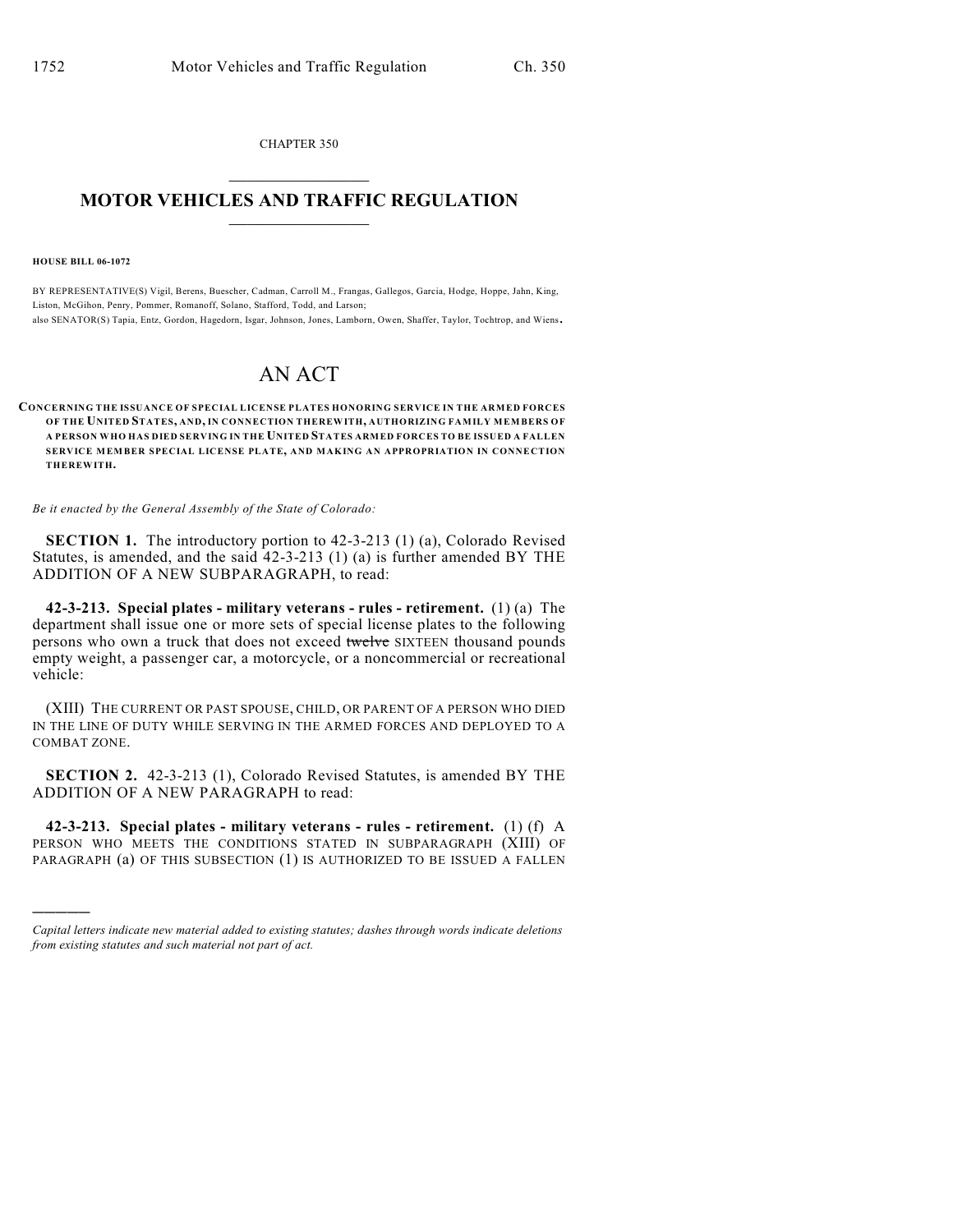CHAPTER 350

# MOTOR VEHICLES AND TRAFFIC REGULATION

**HOUSE BILL 06-1072**

BY REPRESENTATIVE(S) Vigil, Berens, Buescher, Cadman, Carroll M., Frangas, Gallegos, Garcia, Hodge, Hoppe, Jahn, King, Liston, McGihon, Penry, Pommer, Romanoff, Solano, Stafford, Todd, and Larson;
also SENATOR(S) Tapia, Entz, Gordon, Hagedorn, Isgar, Johnson, Jones, Lamborn, Owen, Shaffer, Taylor, Tochtrop, and Wiens.

# AN ACT

**CONCERNING THE ISSUANCE OF SPECIAL LICENSE PLATES HONORING SERVICE IN THE ARMED FORCES OF THE UNITED STATES, AND, IN CONNECTION THEREWITH, AUTHORIZING FAMILY MEMBERS OF A PERSON WHO HAS DIED SERVING IN THE UNITED STATES ARMED FORCES TO BE ISSUED A FALLEN SERVICE MEMBER SPECIAL LICENSE PLATE, AND MAKING AN APPROPRIATION IN CONNECTION THEREWITH.**

*Be it enacted by the General Assembly of the State of Colorado:*

**SECTION 1.** The introductory portion to 42-3-213 (1) (a), Colorado Revised Statutes, is amended, and the said 42-3-213 (1) (a) is further amended BY THE ADDITION OF A NEW SUBPARAGRAPH, to read:

**42-3-213. Special plates - military veterans - rules - retirement.** (1) (a) The department shall issue one or more sets of special license plates to the following persons who own a truck that does not exceed ~~twelve~~ SIXTEEN thousand pounds empty weight, a passenger car, a motorcycle, or a noncommercial or recreational vehicle:

(XIII) THE CURRENT OR PAST SPOUSE, CHILD, OR PARENT OF A PERSON WHO DIED IN THE LINE OF DUTY WHILE SERVING IN THE ARMED FORCES AND DEPLOYED TO A COMBAT ZONE.

**SECTION 2.** 42-3-213 (1), Colorado Revised Statutes, is amended BY THE ADDITION OF A NEW PARAGRAPH to read:

**42-3-213. Special plates - military veterans - rules - retirement.** (1) (f) A PERSON WHO MEETS THE CONDITIONS STATED IN SUBPARAGRAPH (XIII) OF PARAGRAPH (a) OF THIS SUBSECTION (1) IS AUTHORIZED TO BE ISSUED A FALLEN

---

*Capital letters indicate new material added to existing statutes; dashes through words indicate deletions from existing statutes and such material not part of act.*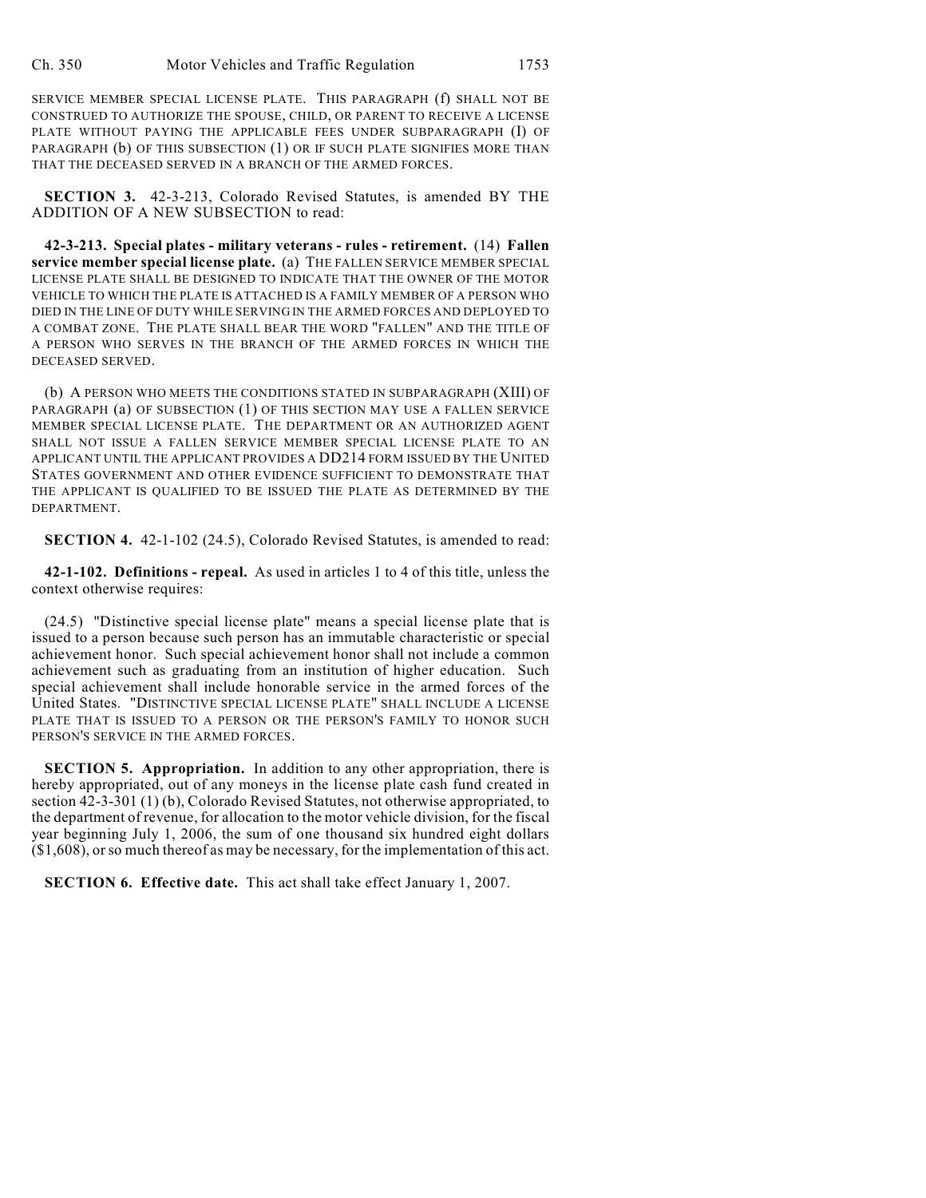SERVICE MEMBER SPECIAL LICENSE PLATE. THIS PARAGRAPH (f) SHALL NOT BE CONSTRUED TO AUTHORIZE THE SPOUSE, CHILD, OR PARENT TO RECEIVE A LICENSE PLATE WITHOUT PAYING THE APPLICABLE FEES UNDER SUBPARAGRAPH (I) OF PARAGRAPH (b) OF THIS SUBSECTION (1) OR IF SUCH PLATE SIGNIFIES MORE THAN THAT THE DECEASED SERVED IN A BRANCH OF THE ARMED FORCES.

**SECTION 3.** 42-3-213, Colorado Revised Statutes, is amended BY THE ADDITION OF A NEW SUBSECTION to read:

**42-3-213. Special plates - military veterans - rules - retirement.** (14) **Fallen service member special license plate.** (a) THE FALLEN SERVICE MEMBER SPECIAL LICENSE PLATE SHALL BE DESIGNED TO INDICATE THAT THE OWNER OF THE MOTOR VEHICLE TO WHICH THE PLATE IS ATTACHED IS A FAMILY MEMBER OF A PERSON WHO DIED IN THE LINE OF DUTY WHILE SERVING IN THE ARMED FORCES AND DEPLOYED TO A COMBAT ZONE. THE PLATE SHALL BEAR THE WORD "FALLEN" AND THE TITLE OF A PERSON WHO SERVES IN THE BRANCH OF THE ARMED FORCES IN WHICH THE DECEASED SERVED.

(b) A PERSON WHO MEETS THE CONDITIONS STATED IN SUBPARAGRAPH (XIII) OF PARAGRAPH (a) OF SUBSECTION (1) OF THIS SECTION MAY USE A FALLEN SERVICE MEMBER SPECIAL LICENSE PLATE. THE DEPARTMENT OR AN AUTHORIZED AGENT SHALL NOT ISSUE A FALLEN SERVICE MEMBER SPECIAL LICENSE PLATE TO AN APPLICANT UNTIL THE APPLICANT PROVIDES A DD214 FORM ISSUED BY THE UNITED STATES GOVERNMENT AND OTHER EVIDENCE SUFFICIENT TO DEMONSTRATE THAT THE APPLICANT IS QUALIFIED TO BE ISSUED THE PLATE AS DETERMINED BY THE DEPARTMENT.

**SECTION 4.** 42-1-102 (24.5), Colorado Revised Statutes, is amended to read:

**42-1-102. Definitions - repeal.** As used in articles 1 to 4 of this title, unless the context otherwise requires:

(24.5) "Distinctive special license plate" means a special license plate that is issued to a person because such person has an immutable characteristic or special achievement honor. Such special achievement honor shall not include a common achievement such as graduating from an institution of higher education. Such special achievement shall include honorable service in the armed forces of the United States. "DISTINCTIVE SPECIAL LICENSE PLATE" SHALL INCLUDE A LICENSE PLATE THAT IS ISSUED TO A PERSON OR THE PERSON'S FAMILY TO HONOR SUCH PERSON'S SERVICE IN THE ARMED FORCES.

**SECTION 5. Appropriation.** In addition to any other appropriation, there is hereby appropriated, out of any moneys in the license plate cash fund created in section 42-3-301 (1) (b), Colorado Revised Statutes, not otherwise appropriated, to the department of revenue, for allocation to the motor vehicle division, for the fiscal year beginning July 1, 2006, the sum of one thousand six hundred eight dollars ($1,608), or so much thereof as may be necessary, for the implementation of this act.

**SECTION 6. Effective date.** This act shall take effect January 1, 2007.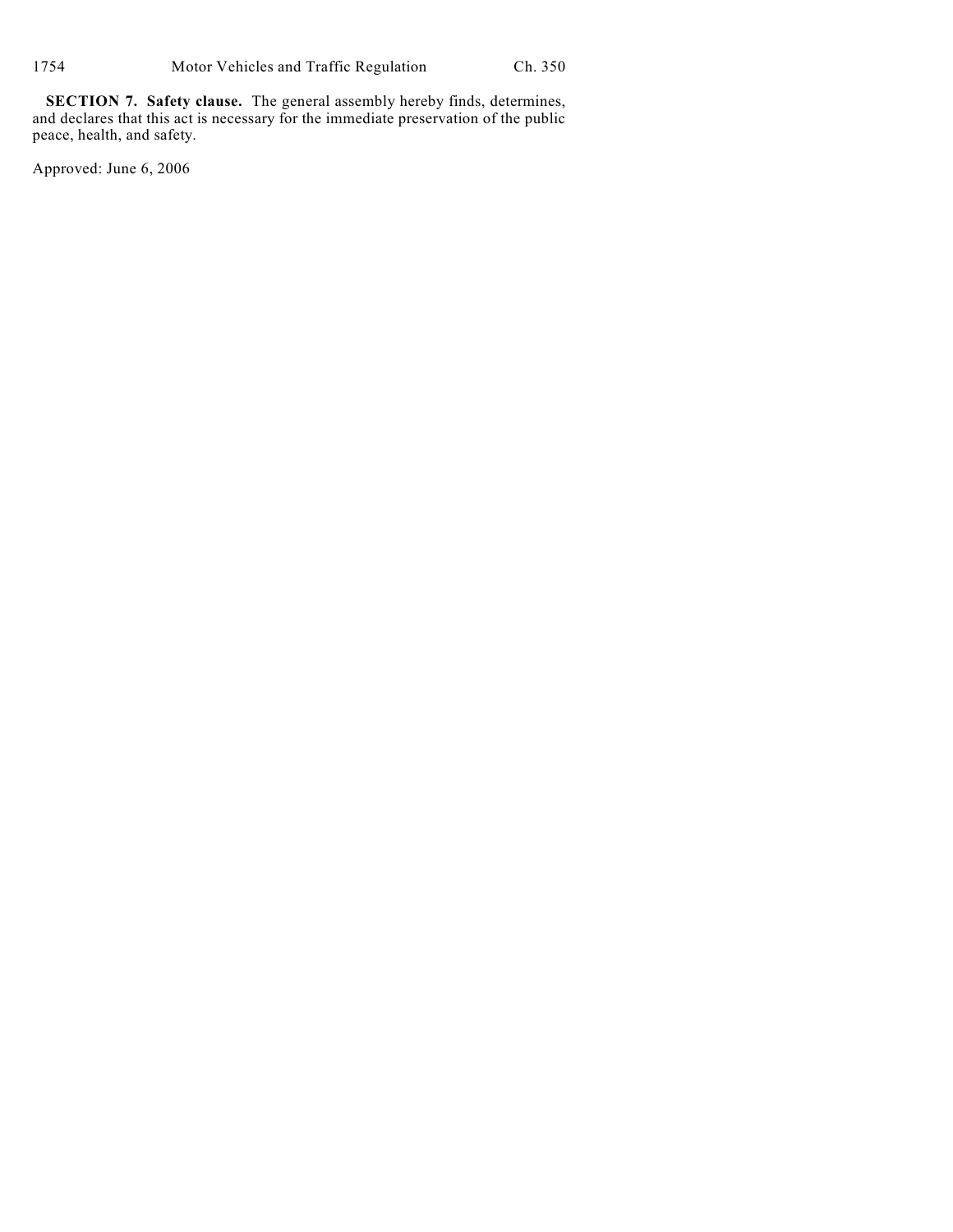**SECTION 7. Safety clause.** The general assembly hereby finds, determines, and declares that this act is necessary for the immediate preservation of the public peace, health, and safety.

Approved: June 6, 2006